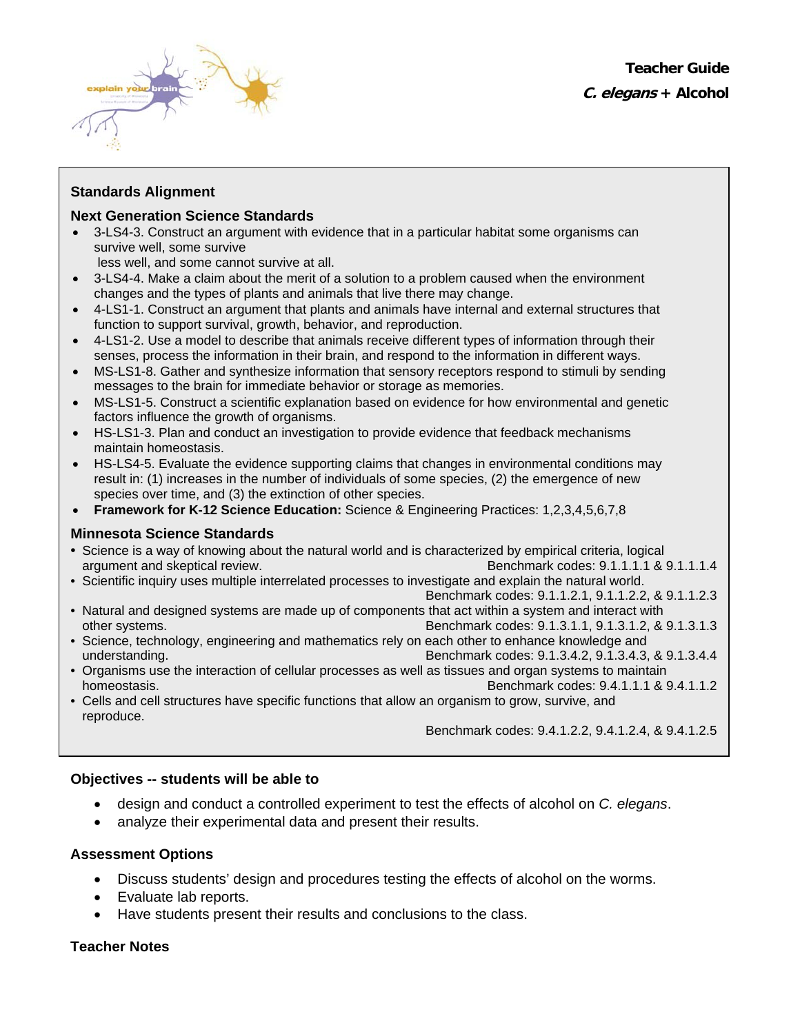**Teacher Guide**

***C. elegans* + Alcohol**

### Standards Alignment

#### Next Generation Science Standards

- 3-LS4-3. Construct an argument with evidence that in a particular habitat some organisms can survive well, some survive less well, and some cannot survive at all.
- 3-LS4-4. Make a claim about the merit of a solution to a problem caused when the environment changes and the types of plants and animals that live there may change.
- 4-LS1-1. Construct an argument that plants and animals have internal and external structures that function to support survival, growth, behavior, and reproduction.
- 4-LS1-2. Use a model to describe that animals receive different types of information through their senses, process the information in their brain, and respond to the information in different ways.
- MS-LS1-8. Gather and synthesize information that sensory receptors respond to stimuli by sending messages to the brain for immediate behavior or storage as memories.
- MS-LS1-5. Construct a scientific explanation based on evidence for how environmental and genetic factors influence the growth of organisms.
- HS-LS1-3. Plan and conduct an investigation to provide evidence that feedback mechanisms maintain homeostasis.
- HS-LS4-5. Evaluate the evidence supporting claims that changes in environmental conditions may result in: (1) increases in the number of individuals of some species, (2) the emergence of new species over time, and (3) the extinction of other species.
- **Framework for K-12 Science Education:** Science & Engineering Practices: 1,2,3,4,5,6,7,8

#### Minnesota Science Standards

- Science is a way of knowing about the natural world and is characterized by empirical criteria, logical argument and skeptical review. Benchmark codes: 9.1.1.1.1 & 9.1.1.1.4
- Scientific inquiry uses multiple interrelated processes to investigate and explain the natural world. Benchmark codes: 9.1.1.2.1, 9.1.1.2.2, & 9.1.1.2.3
- Natural and designed systems are made up of components that act within a system and interact with other systems. Benchmark codes: 9.1.3.1.1, 9.1.3.1.2, & 9.1.3.1.3
- Science, technology, engineering and mathematics rely on each other to enhance knowledge and understanding. Benchmark codes: 9.1.3.4.2, 9.1.3.4.3, & 9.1.3.4.4
- Organisms use the interaction of cellular processes as well as tissues and organ systems to maintain homeostasis. Benchmark codes: 9.4.1.1.1 & 9.4.1.1.2
- Cells and cell structures have specific functions that allow an organism to grow, survive, and reproduce. Benchmark codes: 9.4.1.2.2, 9.4.1.2.4, & 9.4.1.2.5

### Objectives -- students will be able to

- design and conduct a controlled experiment to test the effects of alcohol on *C. elegans*.
- analyze their experimental data and present their results.

### Assessment Options

- Discuss students' design and procedures testing the effects of alcohol on the worms.
- Evaluate lab reports.
- Have students present their results and conclusions to the class.

### Teacher Notes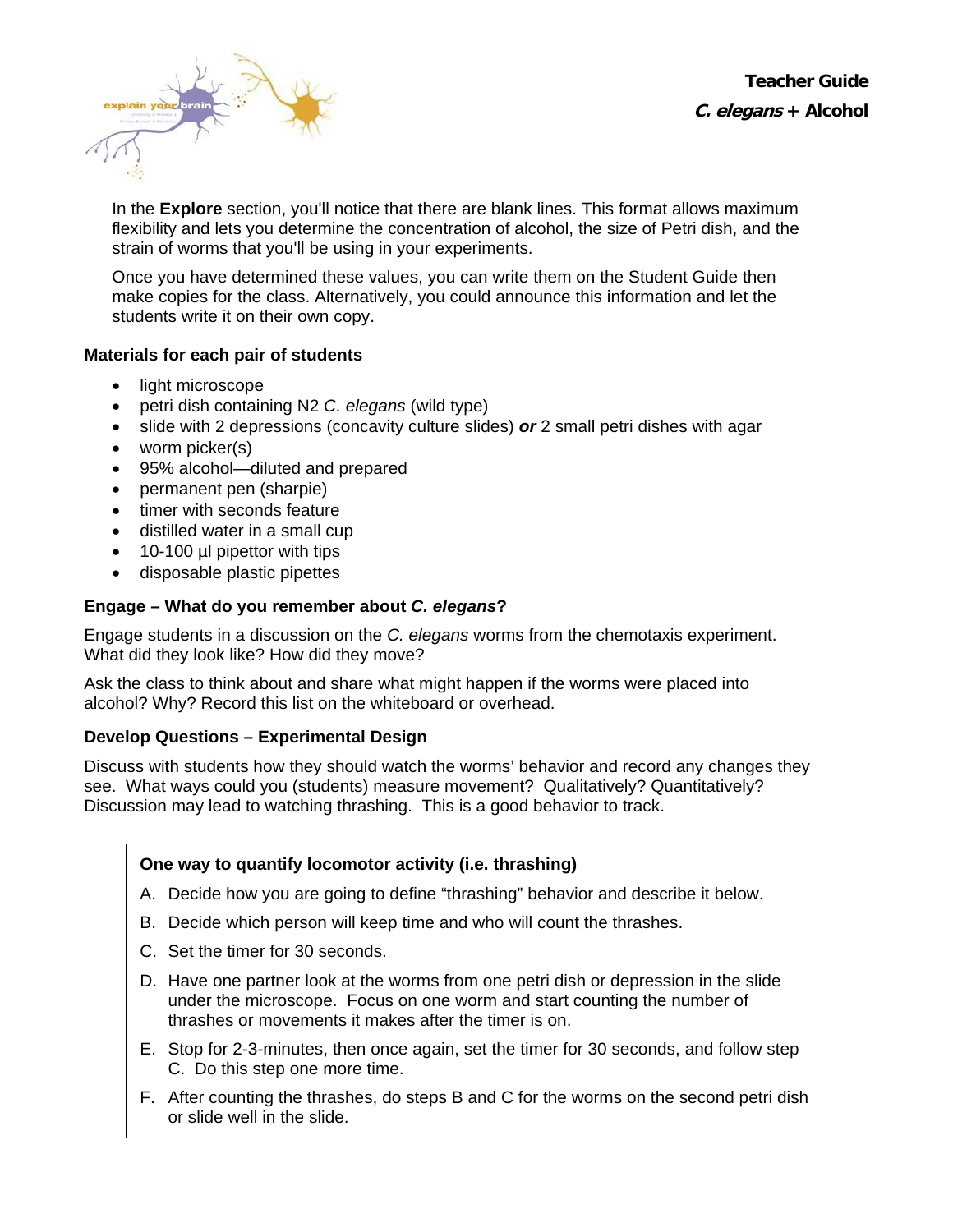In the **Explore** section, you'll notice that there are blank lines. This format allows maximum flexibility and lets you determine the concentration of alcohol, the size of Petri dish, and the strain of worms that you'll be using in your experiments.

Once you have determined these values, you can write them on the Student Guide then make copies for the class. Alternatively, you could announce this information and let the students write it on their own copy.

**Materials for each pair of students**

- light microscope
- petri dish containing N2 *C. elegans* (wild type)
- slide with 2 depressions (concavity culture slides) ***or*** 2 small petri dishes with agar
- worm picker(s)
- 95% alcohol—diluted and prepared
- permanent pen (sharpie)
- timer with seconds feature
- distilled water in a small cup
- 10-100 µl pipettor with tips
- disposable plastic pipettes

**Engage – What do you remember about *C. elegans*?**

Engage students in a discussion on the *C. elegans* worms from the chemotaxis experiment. What did they look like? How did they move?

Ask the class to think about and share what might happen if the worms were placed into alcohol? Why? Record this list on the whiteboard or overhead.

**Develop Questions – Experimental Design**

Discuss with students how they should watch the worms' behavior and record any changes they see. What ways could you (students) measure movement? Qualitatively? Quantitatively? Discussion may lead to watching thrashing. This is a good behavior to track.

**One way to quantify locomotor activity (i.e. thrashing)**

A. Decide how you are going to define "thrashing" behavior and describe it below.

B. Decide which person will keep time and who will count the thrashes.

C. Set the timer for 30 seconds.

D. Have one partner look at the worms from one petri dish or depression in the slide under the microscope. Focus on one worm and start counting the number of thrashes or movements it makes after the timer is on.

E. Stop for 2-3-minutes, then once again, set the timer for 30 seconds, and follow step C. Do this step one more time.

F. After counting the thrashes, do steps B and C for the worms on the second petri dish or slide well in the slide.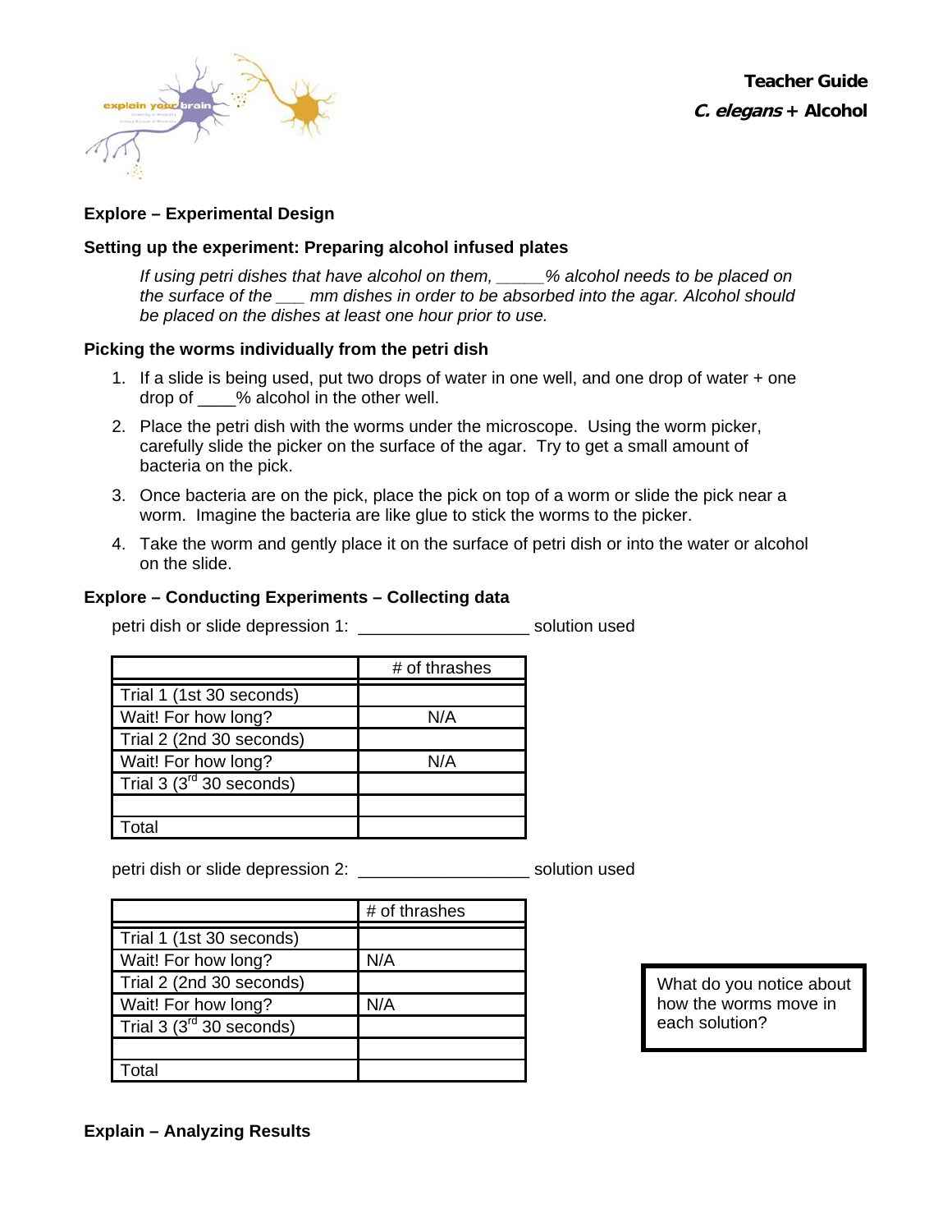**Teacher Guide**
***C. elegans* + Alcohol**

### Explore – Experimental Design

#### Setting up the experiment: Preparing alcohol infused plates

*If using petri dishes that have alcohol on them, _____% alcohol needs to be placed on the surface of the ___ mm dishes in order to be absorbed into the agar. Alcohol should be placed on the dishes at least one hour prior to use.*

#### Picking the worms individually from the petri dish

1. If a slide is being used, put two drops of water in one well, and one drop of water + one drop of ____% alcohol in the other well.
2. Place the petri dish with the worms under the microscope. Using the worm picker, carefully slide the picker on the surface of the agar. Try to get a small amount of bacteria on the pick.
3. Once bacteria are on the pick, place the pick on top of a worm or slide the pick near a worm. Imagine the bacteria are like glue to stick the worms to the picker.
4. Take the worm and gently place it on the surface of petri dish or into the water or alcohol on the slide.

### Explore – Conducting Experiments – Collecting data

petri dish or slide depression 1: __________________ solution used

| | # of thrashes |
|---|---|
| Trial 1 (1st 30 seconds) | |
| Wait! For how long? | N/A |
| Trial 2 (2nd 30 seconds) | |
| Wait! For how long? | N/A |
| Trial 3 (3rd 30 seconds) | |
| | |
| Total | |

petri dish or slide depression 2: __________________ solution used

| | # of thrashes |
|---|---|
| Trial 1 (1st 30 seconds) | |
| Wait! For how long? | N/A |
| Trial 2 (2nd 30 seconds) | |
| Wait! For how long? | N/A |
| Trial 3 (3rd 30 seconds) | |
| | |
| Total | |

What do you notice about how the worms move in each solution?

### Explain – Analyzing Results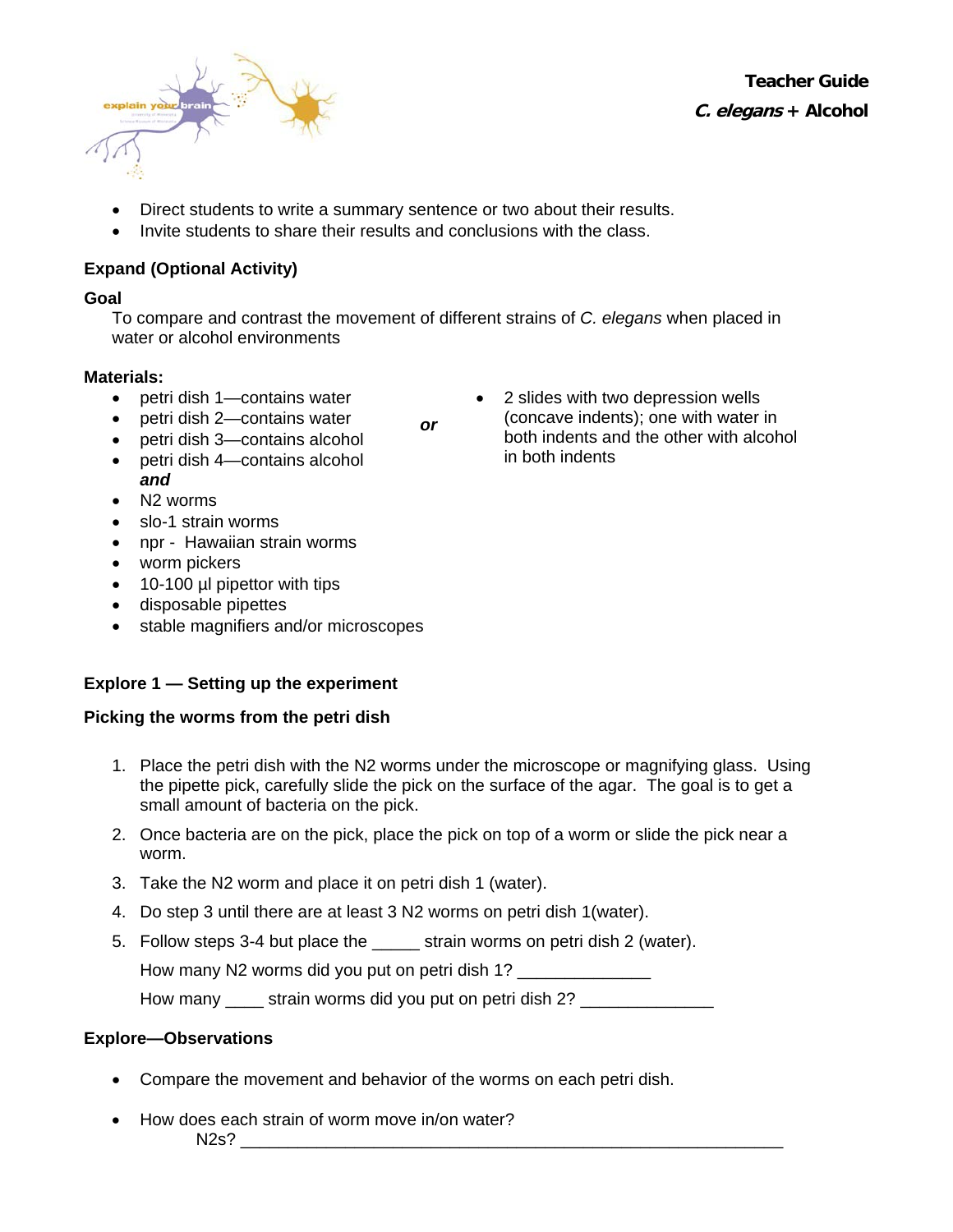- Direct students to write a summary sentence or two about their results.
- Invite students to share their results and conclusions with the class.

**Expand (Optional Activity)**

**Goal**

To compare and contrast the movement of different strains of *C. elegans* when placed in water or alcohol environments

**Materials:**

- petri dish 1—contains water
- petri dish 2—contains water
- petri dish 3—contains alcohol
- petri dish 4—contains alcohol

***or***

- 2 slides with two depression wells (concave indents); one with water in both indents and the other with alcohol in both indents

***and***

- N2 worms
- slo-1 strain worms
- npr - Hawaiian strain worms
- worm pickers
- 10-100 µl pipettor with tips
- disposable pipettes
- stable magnifiers and/or microscopes

**Explore 1 — Setting up the experiment**

**Picking the worms from the petri dish**

1. Place the petri dish with the N2 worms under the microscope or magnifying glass. Using the pipette pick, carefully slide the pick on the surface of the agar. The goal is to get a small amount of bacteria on the pick.
2. Once bacteria are on the pick, place the pick on top of a worm or slide the pick near a worm.
3. Take the N2 worm and place it on petri dish 1 (water).
4. Do step 3 until there are at least 3 N2 worms on petri dish 1(water).
5. Follow steps 3-4 but place the _____ strain worms on petri dish 2 (water).

   How many N2 worms did you put on petri dish 1? ______________

   How many ____ strain worms did you put on petri dish 2? ______________

**Explore—Observations**

- Compare the movement and behavior of the worms on each petri dish.
- How does each strain of worm move in/on water?

  N2s? ____________________________________________________________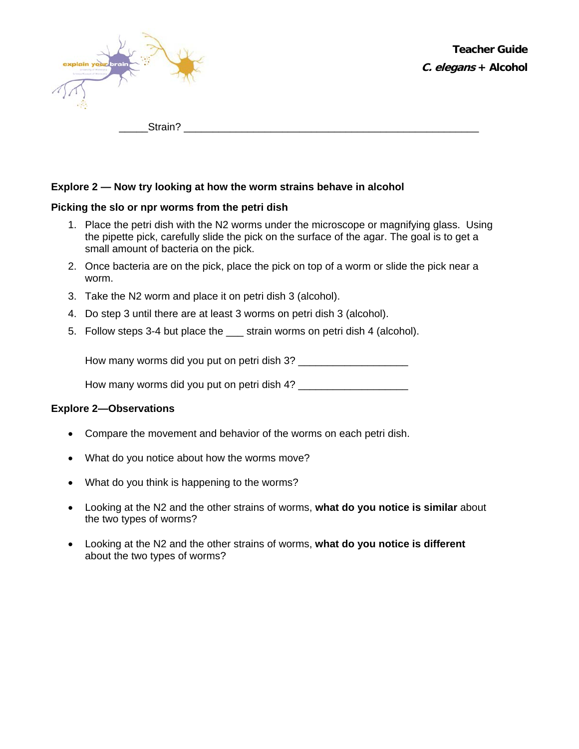_____Strain? ____________________________________________________

**Explore 2 — Now try looking at how the worm strains behave in alcohol**

**Picking the slo or npr worms from the petri dish**

1. Place the petri dish with the N2 worms under the microscope or magnifying glass. Using the pipette pick, carefully slide the pick on the surface of the agar. The goal is to get a small amount of bacteria on the pick.
2. Once bacteria are on the pick, place the pick on top of a worm or slide the pick near a worm.
3. Take the N2 worm and place it on petri dish 3 (alcohol).
4. Do step 3 until there are at least 3 worms on petri dish 3 (alcohol).
5. Follow steps 3-4 but place the ___ strain worms on petri dish 4 (alcohol).

   How many worms did you put on petri dish 3? ___________________

   How many worms did you put on petri dish 4? ___________________

**Explore 2—Observations**

- Compare the movement and behavior of the worms on each petri dish.
- What do you notice about how the worms move?
- What do you think is happening to the worms?
- Looking at the N2 and the other strains of worms, **what do you notice is similar** about the two types of worms?
- Looking at the N2 and the other strains of worms, **what do you notice is different** about the two types of worms?